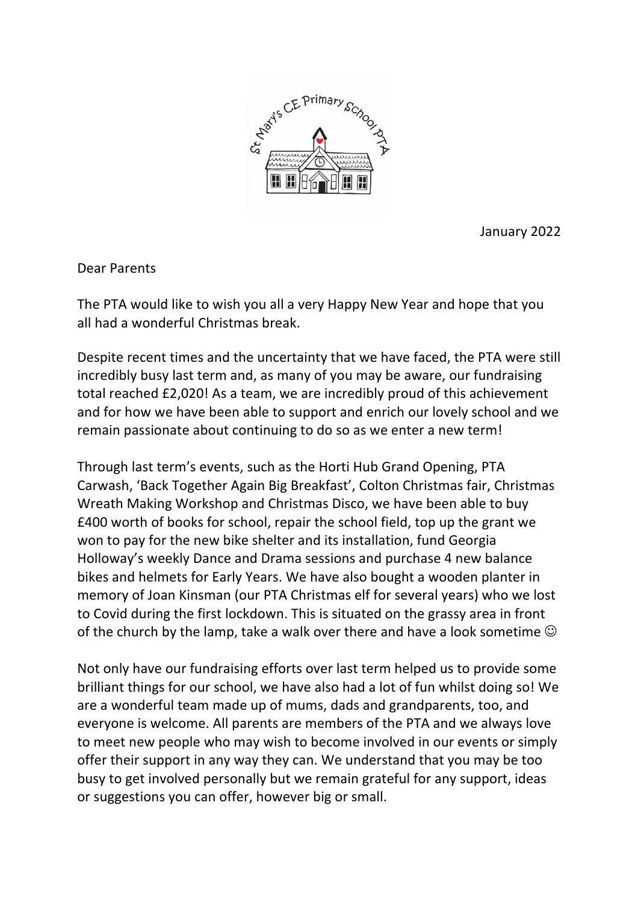January 2022

Dear Parents

The PTA would like to wish you all a very Happy New Year and hope that you all had a wonderful Christmas break.

Despite recent times and the uncertainty that we have faced, the PTA were still incredibly busy last term and, as many of you may be aware, our fundraising total reached £2,020! As a team, we are incredibly proud of this achievement and for how we have been able to support and enrich our lovely school and we remain passionate about continuing to do so as we enter a new term!

Through last term's events, such as the Horti Hub Grand Opening, PTA Carwash, 'Back Together Again Big Breakfast', Colton Christmas fair, Christmas Wreath Making Workshop and Christmas Disco, we have been able to buy £400 worth of books for school, repair the school field, top up the grant we won to pay for the new bike shelter and its installation, fund Georgia Holloway's weekly Dance and Drama sessions and purchase 4 new balance bikes and helmets for Early Years. We have also bought a wooden planter in memory of Joan Kinsman (our PTA Christmas elf for several years) who we lost to Covid during the first lockdown. This is situated on the grassy area in front of the church by the lamp, take a walk over there and have a look sometime ☺

Not only have our fundraising efforts over last term helped us to provide some brilliant things for our school, we have also had a lot of fun whilst doing so! We are a wonderful team made up of mums, dads and grandparents, too, and everyone is welcome. All parents are members of the PTA and we always love to meet new people who may wish to become involved in our events or simply offer their support in any way they can. We understand that you may be too busy to get involved personally but we remain grateful for any support, ideas or suggestions you can offer, however big or small.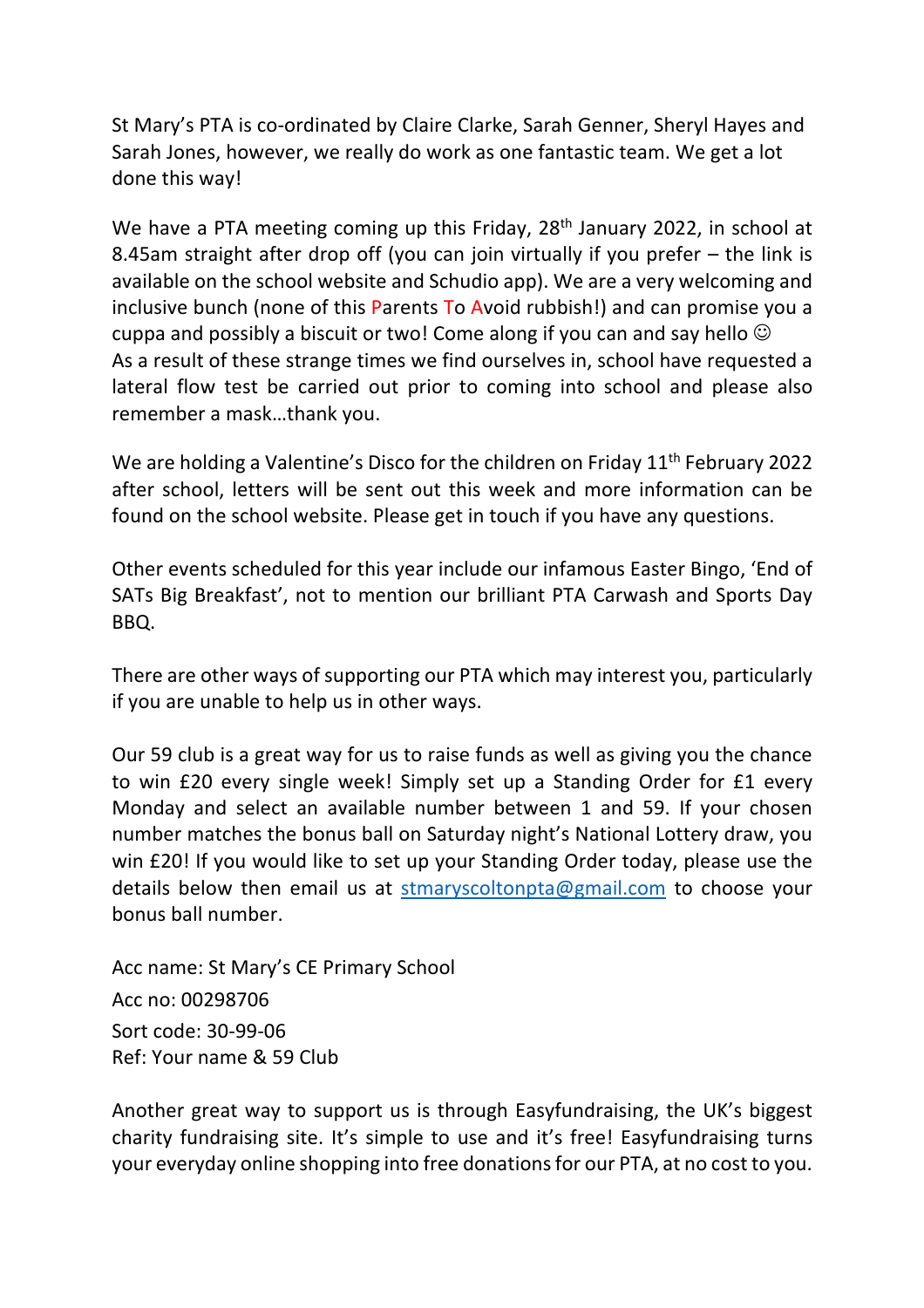St Mary's PTA is co-ordinated by Claire Clarke, Sarah Genner, Sheryl Hayes and Sarah Jones, however, we really do work as one fantastic team. We get a lot done this way!

We have a PTA meeting coming up this Friday, 28th January 2022, in school at 8.45am straight after drop off (you can join virtually if you prefer – the link is available on the school website and Schudio app). We are a very welcoming and inclusive bunch (none of this Parents To Avoid rubbish!) and can promise you a cuppa and possibly a biscuit or two! Come along if you can and say hello ☺
As a result of these strange times we find ourselves in, school have requested a lateral flow test be carried out prior to coming into school and please also remember a mask…thank you.

We are holding a Valentine's Disco for the children on Friday 11th February 2022 after school, letters will be sent out this week and more information can be found on the school website. Please get in touch if you have any questions.

Other events scheduled for this year include our infamous Easter Bingo, 'End of SATs Big Breakfast', not to mention our brilliant PTA Carwash and Sports Day BBQ.

There are other ways of supporting our PTA which may interest you, particularly if you are unable to help us in other ways.

Our 59 club is a great way for us to raise funds as well as giving you the chance to win £20 every single week! Simply set up a Standing Order for £1 every Monday and select an available number between 1 and 59. If your chosen number matches the bonus ball on Saturday night's National Lottery draw, you win £20! If you would like to set up your Standing Order today, please use the details below then email us at stmaryscoltonpta@gmail.com to choose your bonus ball number.

Acc name: St Mary's CE Primary School
Acc no: 00298706
Sort code: 30-99-06
Ref: Your name & 59 Club

Another great way to support us is through Easyfundraising, the UK's biggest charity fundraising site. It's simple to use and it's free! Easyfundraising turns your everyday online shopping into free donations for our PTA, at no cost to you.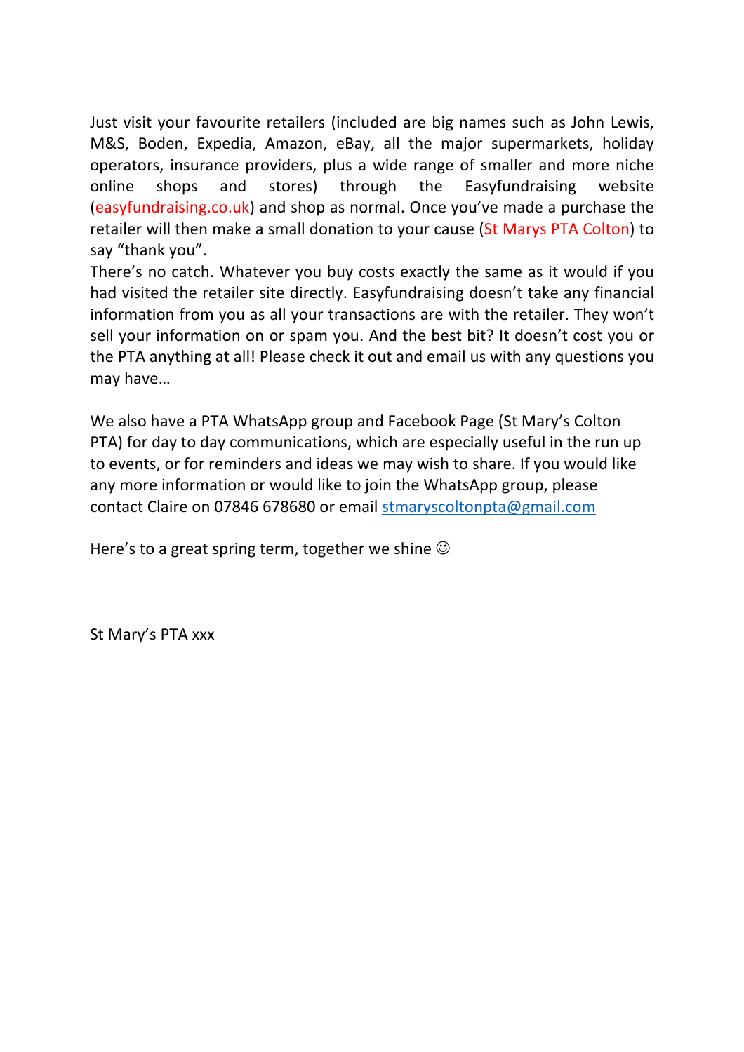Just visit your favourite retailers (included are big names such as John Lewis, M&S, Boden, Expedia, Amazon, eBay, all the major supermarkets, holiday operators, insurance providers, plus a wide range of smaller and more niche online shops and stores) through the Easyfundraising website (easyfundraising.co.uk) and shop as normal. Once you've made a purchase the retailer will then make a small donation to your cause (St Marys PTA Colton) to say "thank you".
There's no catch. Whatever you buy costs exactly the same as it would if you had visited the retailer site directly. Easyfundraising doesn't take any financial information from you as all your transactions are with the retailer. They won't sell your information on or spam you. And the best bit? It doesn't cost you or the PTA anything at all! Please check it out and email us with any questions you may have…

We also have a PTA WhatsApp group and Facebook Page (St Mary's Colton PTA) for day to day communications, which are especially useful in the run up to events, or for reminders and ideas we may wish to share. If you would like any more information or would like to join the WhatsApp group, please contact Claire on 07846 678680 or email stmaryscoltonpta@gmail.com

Here's to a great spring term, together we shine ☺

St Mary's PTA xxx